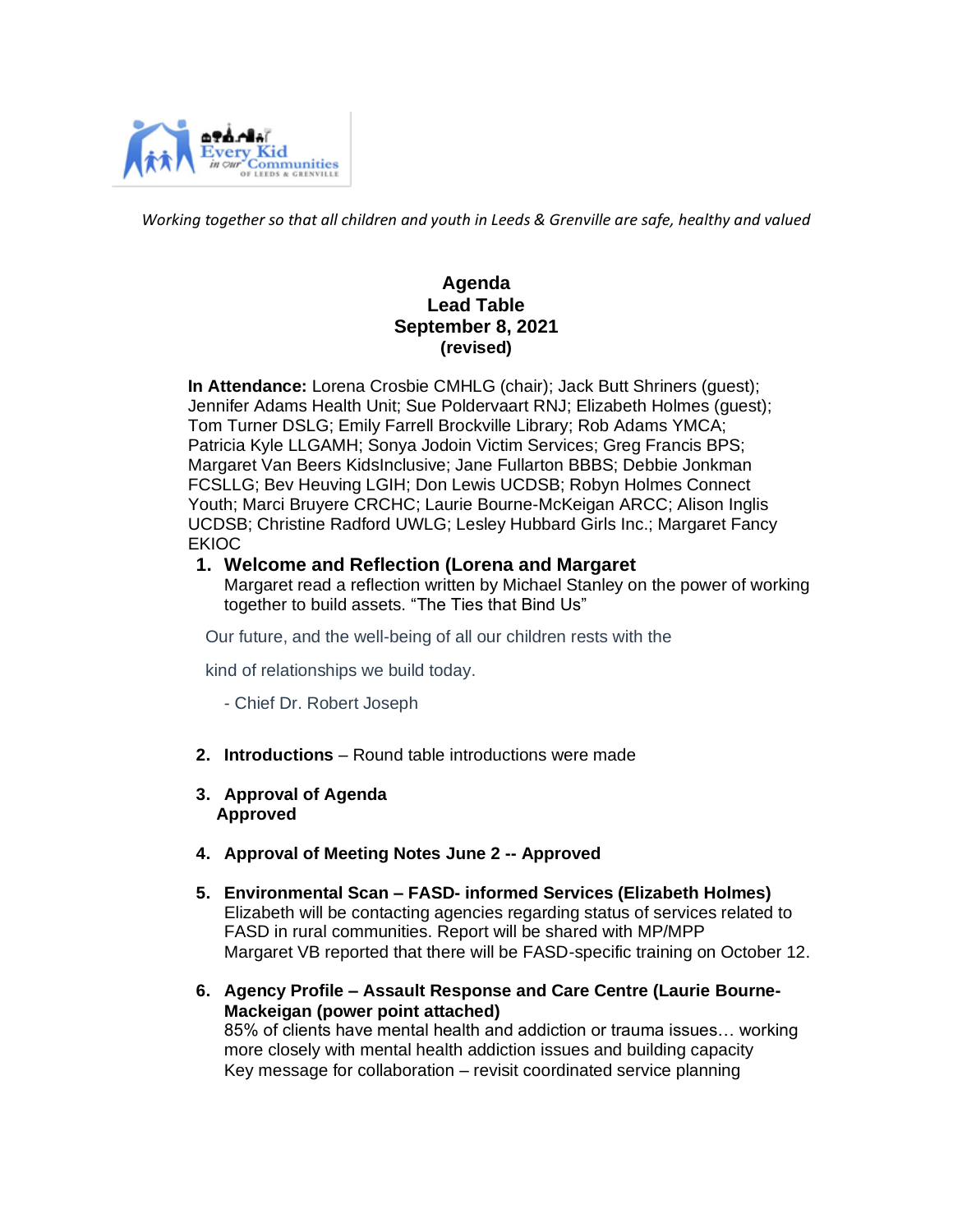*Working together so that all children and youth in Leeds & Grenville are safe, healthy and valued*

**Agenda**
**Lead Table**
**September 8, 2021**
**(revised)**

**In Attendance:** Lorena Crosbie CMHLG (chair); Jack Butt Shriners (guest); Jennifer Adams Health Unit; Sue Poldervaart RNJ; Elizabeth Holmes (guest); Tom Turner DSLG; Emily Farrell Brockville Library; Rob Adams YMCA; Patricia Kyle LLGAMH; Sonya Jodoin Victim Services; Greg Francis BPS; Margaret Van Beers KidsInclusive; Jane Fullarton BBBS; Debbie Jonkman FCSLLG; Bev Heuving LGIH; Don Lewis UCDSB; Robyn Holmes Connect Youth; Marci Bruyere CRCHC; Laurie Bourne-McKeigan ARCC; Alison Inglis UCDSB; Christine Radford UWLG; Lesley Hubbard Girls Inc.; Margaret Fancy EKIOC

1. **Welcome and Reflection (Lorena and Margaret**
   Margaret read a reflection written by Michael Stanley on the power of working together to build assets. "The Ties that Bind Us"

   Our future, and the well-being of all our children rests with the

   kind of relationships we build today.

   - Chief Dr. Robert Joseph

2. **Introductions** – Round table introductions were made

3. **Approval of Agenda**
   **Approved**

4. **Approval of Meeting Notes June 2 -- Approved**

5. **Environmental Scan – FASD- informed Services (Elizabeth Holmes)**
   Elizabeth will be contacting agencies regarding status of services related to FASD in rural communities. Report will be shared with MP/MPP
   Margaret VB reported that there will be FASD-specific training on October 12.

6. **Agency Profile – Assault Response and Care Centre (Laurie Bourne-Mackeigan (power point attached)**
   85% of clients have mental health and addiction or trauma issues… working more closely with mental health addiction issues and building capacity
   Key message for collaboration – revisit coordinated service planning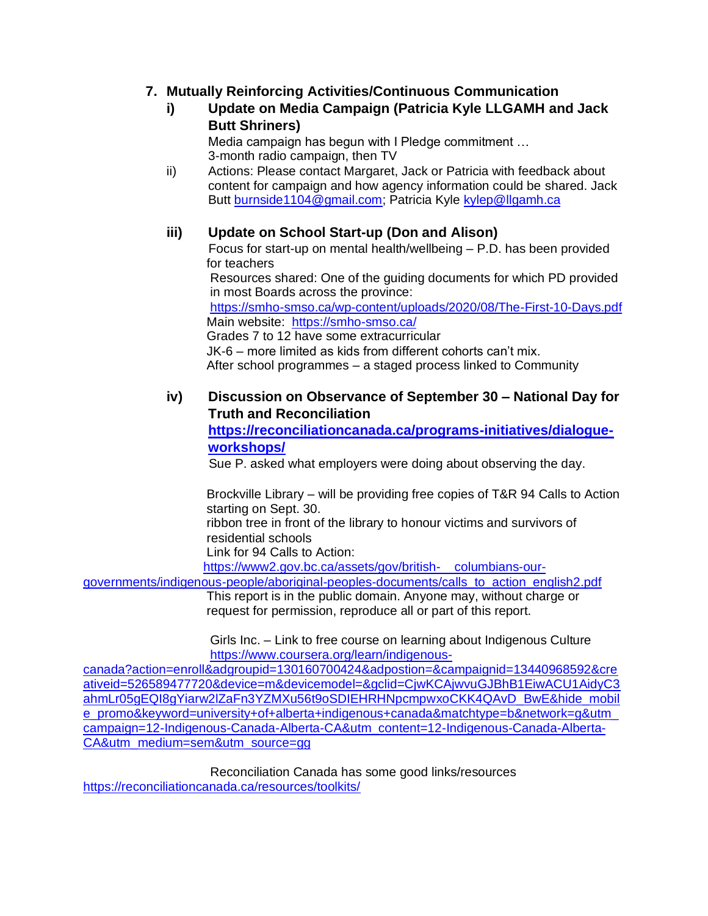## 7. Mutually Reinforcing Activities/Continuous Communication

### i) Update on Media Campaign (Patricia Kyle LLGAMH and Jack Butt Shriners)

Media campaign has begun with I Pledge commitment …
3-month radio campaign, then TV

ii) Actions: Please contact Margaret, Jack or Patricia with feedback about content for campaign and how agency information could be shared. Jack Butt burnside1104@gmail.com; Patricia Kyle kylep@llgamh.ca

### iii) Update on School Start-up (Don and Alison)

Focus for start-up on mental health/wellbeing – P.D. has been provided for teachers
Resources shared: One of the guiding documents for which PD provided in most Boards across the province:
https://smho-smso.ca/wp-content/uploads/2020/08/The-First-10-Days.pdf
Main website: https://smho-smso.ca/
Grades 7 to 12 have some extracurricular
JK-6 – more limited as kids from different cohorts can't mix.
After school programmes – a staged process linked to Community

### iv) Discussion on Observance of September 30 – National Day for Truth and Reconciliation

**https://reconciliationcanada.ca/programs-initiatives/dialogue-workshops/**

Sue P. asked what employers were doing about observing the day.

Brockville Library – will be providing free copies of T&R 94 Calls to Action starting on Sept. 30.
ribbon tree in front of the library to honour victims and survivors of residential schools
Link for 94 Calls to Action:
https://www2.gov.bc.ca/assets/gov/british- columbians-our-governments/indigenous-people/aboriginal-peoples-documents/calls_to_action_english2.pdf
This report is in the public domain. Anyone may, without charge or request for permission, reproduce all or part of this report.

Girls Inc. – Link to free course on learning about Indigenous Culture
https://www.coursera.org/learn/indigenous-canada?action=enroll&adgroupid=130160700424&adpostion=&campaignid=13440968592&creativeid=526589477720&device=m&devicemodel=&gclid=CjwKCAjwvuGJBhB1EiwACU1AidyC3ahmLr05gEQI8gYiarw2lZaFn3YZMXu56t9oSDIEHRHNpcmpwxoCKK4QAvD_BwE&hide_mobile_promo&keyword=university+of+alberta+indigenous+canada&matchtype=b&network=g&utm_campaign=12-Indigenous-Canada-Alberta-CA&utm_content=12-Indigenous-Canada-Alberta-CA&utm_medium=sem&utm_source=gg

Reconciliation Canada has some good links/resources
https://reconciliationcanada.ca/resources/toolkits/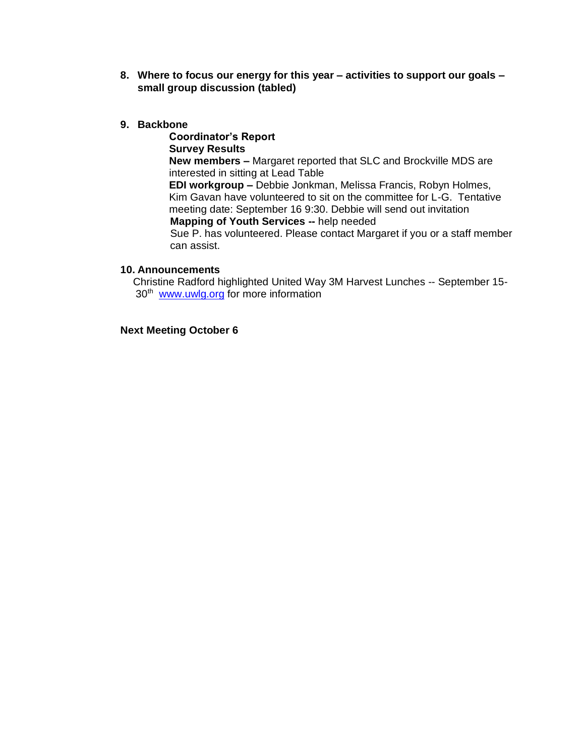8. **Where to focus our energy for this year – activities to support our goals – small group discussion (tabled)**

9. **Backbone**

   **Coordinator's Report**

   **Survey Results**

   **New members –** Margaret reported that SLC and Brockville MDS are interested in sitting at Lead Table

   **EDI workgroup –** Debbie Jonkman, Melissa Francis, Robyn Holmes, Kim Gavan have volunteered to sit on the committee for L-G. Tentative meeting date: September 16 9:30. Debbie will send out invitation

   **Mapping of Youth Services --** help needed

   Sue P. has volunteered. Please contact Margaret if you or a staff member can assist.

10. **Announcements**

    Christine Radford highlighted United Way 3M Harvest Lunches -- September 15-30th [www.uwlg.org](http://www.uwlg.org) for more information

**Next Meeting October 6**